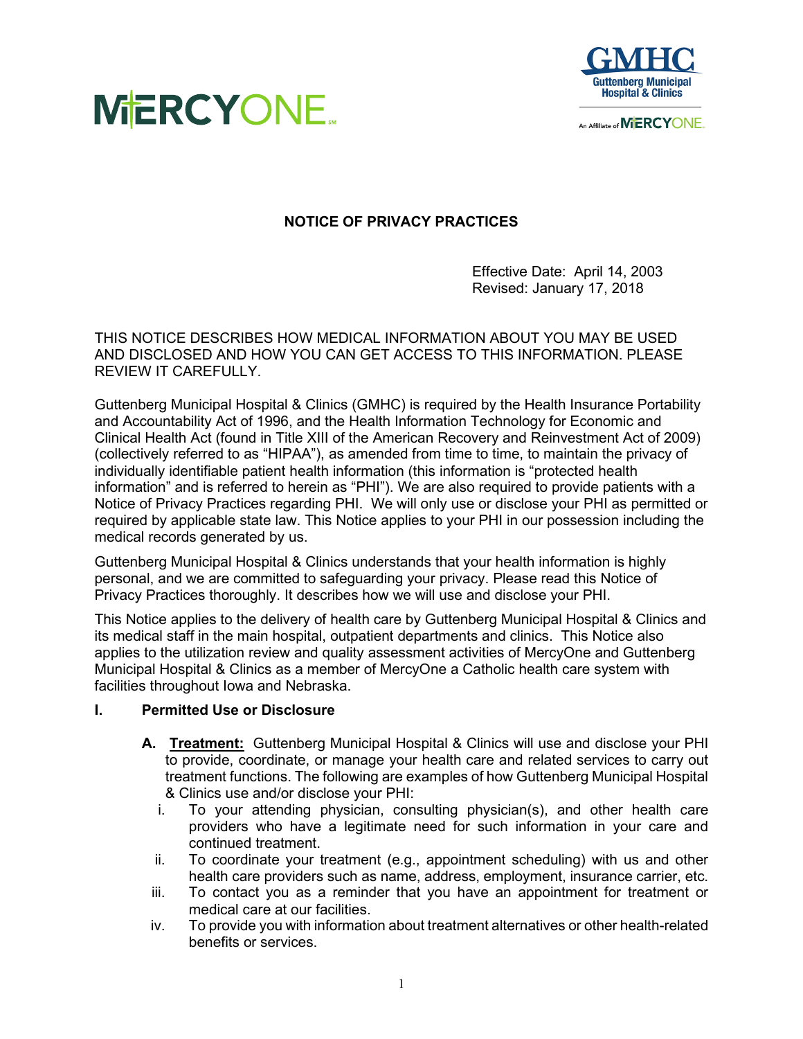MERCYONE

GMHC
Guttenberg Municipal Hospital & Clinics
An Affiliate of MERCYONE

# NOTICE OF PRIVACY PRACTICES

Effective Date: April 14, 2003
Revised: January 17, 2018

THIS NOTICE DESCRIBES HOW MEDICAL INFORMATION ABOUT YOU MAY BE USED AND DISCLOSED AND HOW YOU CAN GET ACCESS TO THIS INFORMATION. PLEASE REVIEW IT CAREFULLY.

Guttenberg Municipal Hospital & Clinics (GMHC) is required by the Health Insurance Portability and Accountability Act of 1996, and the Health Information Technology for Economic and Clinical Health Act (found in Title XIII of the American Recovery and Reinvestment Act of 2009) (collectively referred to as "HIPAA"), as amended from time to time, to maintain the privacy of individually identifiable patient health information (this information is "protected health information" and is referred to herein as "PHI"). We are also required to provide patients with a Notice of Privacy Practices regarding PHI. We will only use or disclose your PHI as permitted or required by applicable state law. This Notice applies to your PHI in our possession including the medical records generated by us.

Guttenberg Municipal Hospital & Clinics understands that your health information is highly personal, and we are committed to safeguarding your privacy. Please read this Notice of Privacy Practices thoroughly. It describes how we will use and disclose your PHI.

This Notice applies to the delivery of health care by Guttenberg Municipal Hospital & Clinics and its medical staff in the main hospital, outpatient departments and clinics. This Notice also applies to the utilization review and quality assessment activities of MercyOne and Guttenberg Municipal Hospital & Clinics as a member of MercyOne a Catholic health care system with facilities throughout Iowa and Nebraska.

## I. Permitted Use or Disclosure

**A. Treatment:** Guttenberg Municipal Hospital & Clinics will use and disclose your PHI to provide, coordinate, or manage your health care and related services to carry out treatment functions. The following are examples of how Guttenberg Municipal Hospital & Clinics use and/or disclose your PHI:

i. To your attending physician, consulting physician(s), and other health care providers who have a legitimate need for such information in your care and continued treatment.

ii. To coordinate your treatment (e.g., appointment scheduling) with us and other health care providers such as name, address, employment, insurance carrier, etc.

iii. To contact you as a reminder that you have an appointment for treatment or medical care at our facilities.

iv. To provide you with information about treatment alternatives or other health-related benefits or services.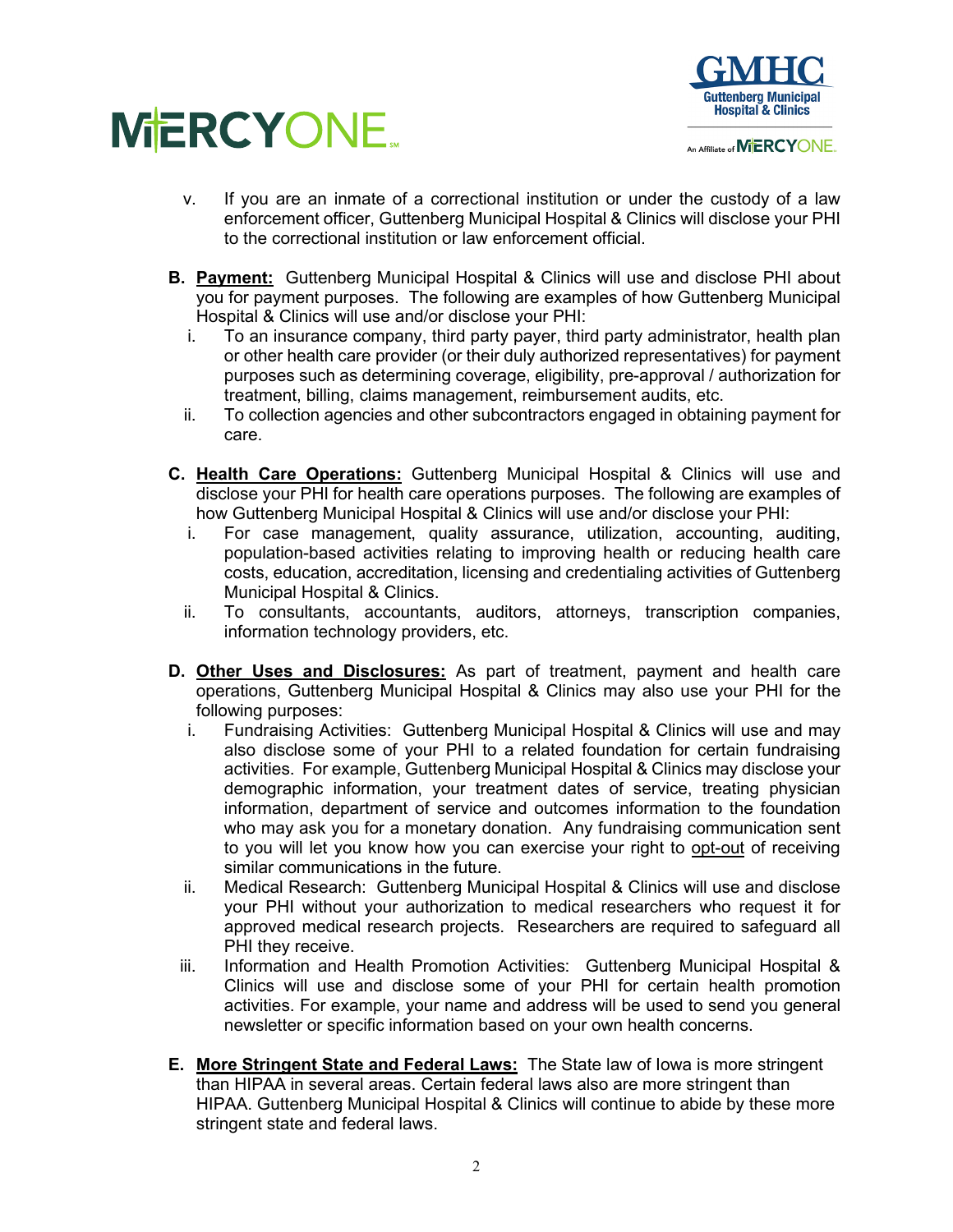v. If you are an inmate of a correctional institution or under the custody of a law enforcement officer, Guttenberg Municipal Hospital & Clinics will disclose your PHI to the correctional institution or law enforcement official.

**B. <u>Payment:</u>** Guttenberg Municipal Hospital & Clinics will use and disclose PHI about you for payment purposes. The following are examples of how Guttenberg Municipal Hospital & Clinics will use and/or disclose your PHI:

i. To an insurance company, third party payer, third party administrator, health plan or other health care provider (or their duly authorized representatives) for payment purposes such as determining coverage, eligibility, pre-approval / authorization for treatment, billing, claims management, reimbursement audits, etc.

ii. To collection agencies and other subcontractors engaged in obtaining payment for care.

**C. <u>Health Care Operations:</u>** Guttenberg Municipal Hospital & Clinics will use and disclose your PHI for health care operations purposes. The following are examples of how Guttenberg Municipal Hospital & Clinics will use and/or disclose your PHI:

i. For case management, quality assurance, utilization, accounting, auditing, population-based activities relating to improving health or reducing health care costs, education, accreditation, licensing and credentialing activities of Guttenberg Municipal Hospital & Clinics.

ii. To consultants, accountants, auditors, attorneys, transcription companies, information technology providers, etc.

**D. <u>Other Uses and Disclosures:</u>** As part of treatment, payment and health care operations, Guttenberg Municipal Hospital & Clinics may also use your PHI for the following purposes:

i. Fundraising Activities: Guttenberg Municipal Hospital & Clinics will use and may also disclose some of your PHI to a related foundation for certain fundraising activities. For example, Guttenberg Municipal Hospital & Clinics may disclose your demographic information, your treatment dates of service, treating physician information, department of service and outcomes information to the foundation who may ask you for a monetary donation. Any fundraising communication sent to you will let you know how you can exercise your right to <u>opt-out</u> of receiving similar communications in the future.

ii. Medical Research: Guttenberg Municipal Hospital & Clinics will use and disclose your PHI without your authorization to medical researchers who request it for approved medical research projects. Researchers are required to safeguard all PHI they receive.

iii. Information and Health Promotion Activities: Guttenberg Municipal Hospital & Clinics will use and disclose some of your PHI for certain health promotion activities. For example, your name and address will be used to send you general newsletter or specific information based on your own health concerns.

**E. <u>More Stringent State and Federal Laws:</u>** The State law of Iowa is more stringent than HIPAA in several areas. Certain federal laws also are more stringent than HIPAA. Guttenberg Municipal Hospital & Clinics will continue to abide by these more stringent state and federal laws.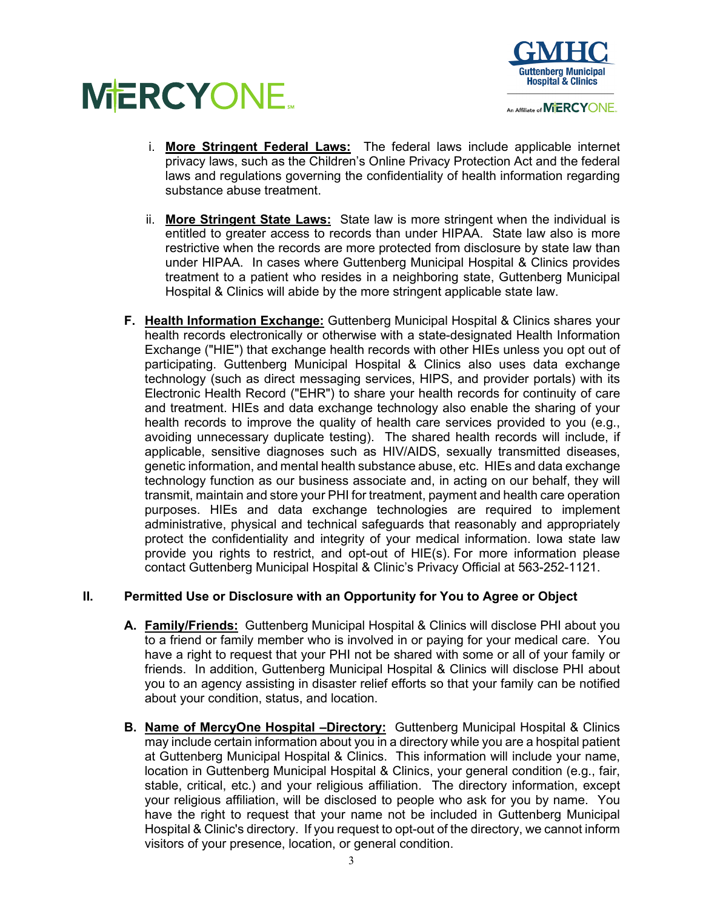i. **More Stringent Federal Laws:** The federal laws include applicable internet privacy laws, such as the Children's Online Privacy Protection Act and the federal laws and regulations governing the confidentiality of health information regarding substance abuse treatment.

ii. **More Stringent State Laws:** State law is more stringent when the individual is entitled to greater access to records than under HIPAA. State law also is more restrictive when the records are more protected from disclosure by state law than under HIPAA. In cases where Guttenberg Municipal Hospital & Clinics provides treatment to a patient who resides in a neighboring state, Guttenberg Municipal Hospital & Clinics will abide by the more stringent applicable state law.

**F. Health Information Exchange:** Guttenberg Municipal Hospital & Clinics shares your health records electronically or otherwise with a state-designated Health Information Exchange ("HIE") that exchange health records with other HIEs unless you opt out of participating. Guttenberg Municipal Hospital & Clinics also uses data exchange technology (such as direct messaging services, HIPS, and provider portals) with its Electronic Health Record ("EHR") to share your health records for continuity of care and treatment. HIEs and data exchange technology also enable the sharing of your health records to improve the quality of health care services provided to you (e.g., avoiding unnecessary duplicate testing). The shared health records will include, if applicable, sensitive diagnoses such as HIV/AIDS, sexually transmitted diseases, genetic information, and mental health substance abuse, etc. HIEs and data exchange technology function as our business associate and, in acting on our behalf, they will transmit, maintain and store your PHI for treatment, payment and health care operation purposes. HIEs and data exchange technologies are required to implement administrative, physical and technical safeguards that reasonably and appropriately protect the confidentiality and integrity of your medical information. Iowa state law provide you rights to restrict, and opt-out of HIE(s). For more information please contact Guttenberg Municipal Hospital & Clinic's Privacy Official at 563-252-1121.

## II. Permitted Use or Disclosure with an Opportunity for You to Agree or Object

**A. Family/Friends:** Guttenberg Municipal Hospital & Clinics will disclose PHI about you to a friend or family member who is involved in or paying for your medical care. You have a right to request that your PHI not be shared with some or all of your family or friends. In addition, Guttenberg Municipal Hospital & Clinics will disclose PHI about you to an agency assisting in disaster relief efforts so that your family can be notified about your condition, status, and location.

**B. Name of MercyOne Hospital –Directory:** Guttenberg Municipal Hospital & Clinics may include certain information about you in a directory while you are a hospital patient at Guttenberg Municipal Hospital & Clinics. This information will include your name, location in Guttenberg Municipal Hospital & Clinics, your general condition (e.g., fair, stable, critical, etc.) and your religious affiliation. The directory information, except your religious affiliation, will be disclosed to people who ask for you by name. You have the right to request that your name not be included in Guttenberg Municipal Hospital & Clinic's directory. If you request to opt-out of the directory, we cannot inform visitors of your presence, location, or general condition.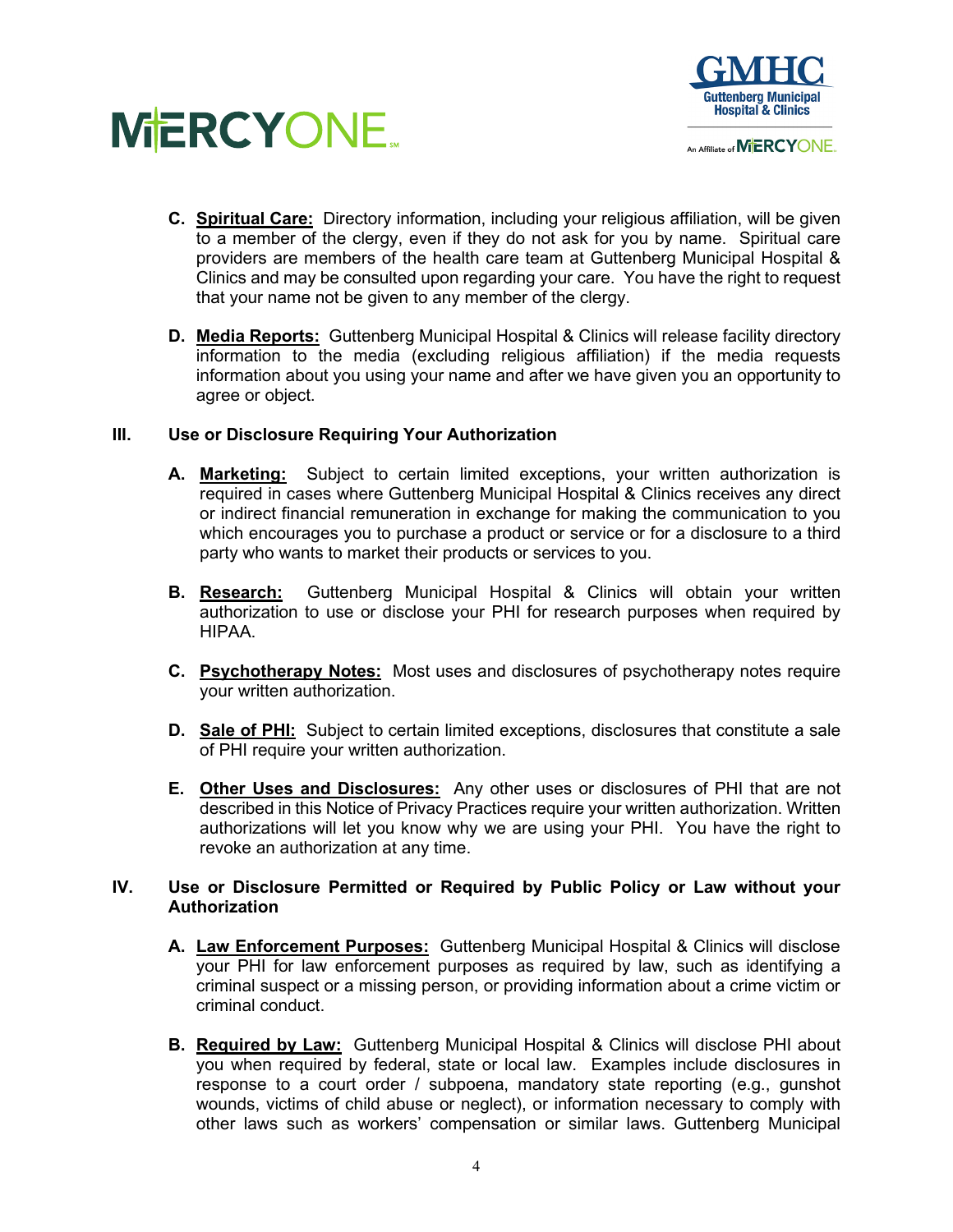**C. Spiritual Care:** Directory information, including your religious affiliation, will be given to a member of the clergy, even if they do not ask for you by name. Spiritual care providers are members of the health care team at Guttenberg Municipal Hospital & Clinics and may be consulted upon regarding your care. You have the right to request that your name not be given to any member of the clergy.

**D. Media Reports:** Guttenberg Municipal Hospital & Clinics will release facility directory information to the media (excluding religious affiliation) if the media requests information about you using your name and after we have given you an opportunity to agree or object.

## III. Use or Disclosure Requiring Your Authorization

**A. Marketing:** Subject to certain limited exceptions, your written authorization is required in cases where Guttenberg Municipal Hospital & Clinics receives any direct or indirect financial remuneration in exchange for making the communication to you which encourages you to purchase a product or service or for a disclosure to a third party who wants to market their products or services to you.

**B. Research:** Guttenberg Municipal Hospital & Clinics will obtain your written authorization to use or disclose your PHI for research purposes when required by HIPAA.

**C. Psychotherapy Notes:** Most uses and disclosures of psychotherapy notes require your written authorization.

**D. Sale of PHI:** Subject to certain limited exceptions, disclosures that constitute a sale of PHI require your written authorization.

**E. Other Uses and Disclosures:** Any other uses or disclosures of PHI that are not described in this Notice of Privacy Practices require your written authorization. Written authorizations will let you know why we are using your PHI. You have the right to revoke an authorization at any time.

## IV. Use or Disclosure Permitted or Required by Public Policy or Law without your Authorization

**A. Law Enforcement Purposes:** Guttenberg Municipal Hospital & Clinics will disclose your PHI for law enforcement purposes as required by law, such as identifying a criminal suspect or a missing person, or providing information about a crime victim or criminal conduct.

**B. Required by Law:** Guttenberg Municipal Hospital & Clinics will disclose PHI about you when required by federal, state or local law. Examples include disclosures in response to a court order / subpoena, mandatory state reporting (e.g., gunshot wounds, victims of child abuse or neglect), or information necessary to comply with other laws such as workers' compensation or similar laws. Guttenberg Municipal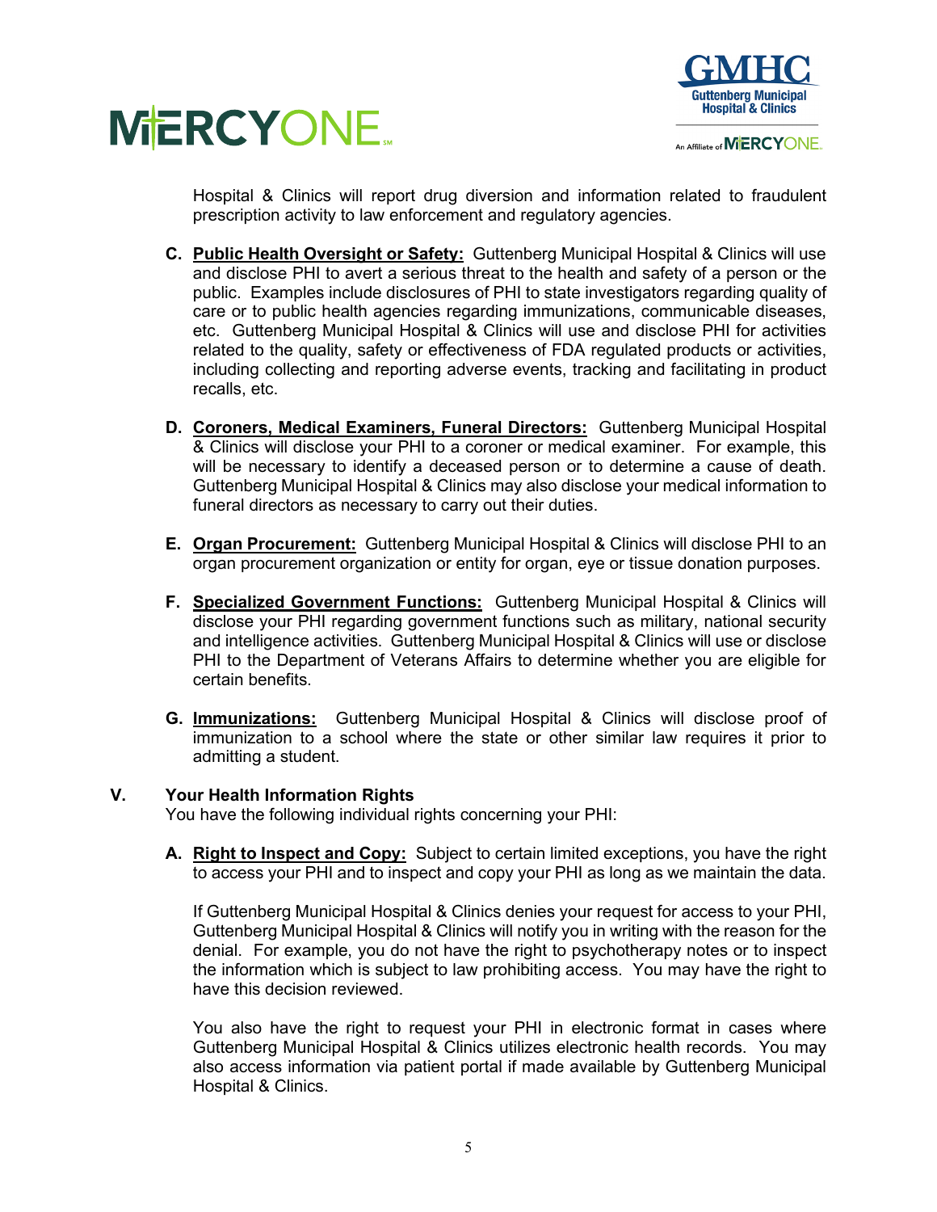Hospital & Clinics will report drug diversion and information related to fraudulent prescription activity to law enforcement and regulatory agencies.

**C.** **Public Health Oversight or Safety:** Guttenberg Municipal Hospital & Clinics will use and disclose PHI to avert a serious threat to the health and safety of a person or the public. Examples include disclosures of PHI to state investigators regarding quality of care or to public health agencies regarding immunizations, communicable diseases, etc. Guttenberg Municipal Hospital & Clinics will use and disclose PHI for activities related to the quality, safety or effectiveness of FDA regulated products or activities, including collecting and reporting adverse events, tracking and facilitating in product recalls, etc.

**D.** **Coroners, Medical Examiners, Funeral Directors:** Guttenberg Municipal Hospital & Clinics will disclose your PHI to a coroner or medical examiner. For example, this will be necessary to identify a deceased person or to determine a cause of death. Guttenberg Municipal Hospital & Clinics may also disclose your medical information to funeral directors as necessary to carry out their duties.

**E.** **Organ Procurement:** Guttenberg Municipal Hospital & Clinics will disclose PHI to an organ procurement organization or entity for organ, eye or tissue donation purposes.

**F.** **Specialized Government Functions:** Guttenberg Municipal Hospital & Clinics will disclose your PHI regarding government functions such as military, national security and intelligence activities. Guttenberg Municipal Hospital & Clinics will use or disclose PHI to the Department of Veterans Affairs to determine whether you are eligible for certain benefits.

**G.** **Immunizations:** Guttenberg Municipal Hospital & Clinics will disclose proof of immunization to a school where the state or other similar law requires it prior to admitting a student.

## V. Your Health Information Rights

You have the following individual rights concerning your PHI:

**A.** **Right to Inspect and Copy:** Subject to certain limited exceptions, you have the right to access your PHI and to inspect and copy your PHI as long as we maintain the data.

If Guttenberg Municipal Hospital & Clinics denies your request for access to your PHI, Guttenberg Municipal Hospital & Clinics will notify you in writing with the reason for the denial. For example, you do not have the right to psychotherapy notes or to inspect the information which is subject to law prohibiting access. You may have the right to have this decision reviewed.

You also have the right to request your PHI in electronic format in cases where Guttenberg Municipal Hospital & Clinics utilizes electronic health records. You may also access information via patient portal if made available by Guttenberg Municipal Hospital & Clinics.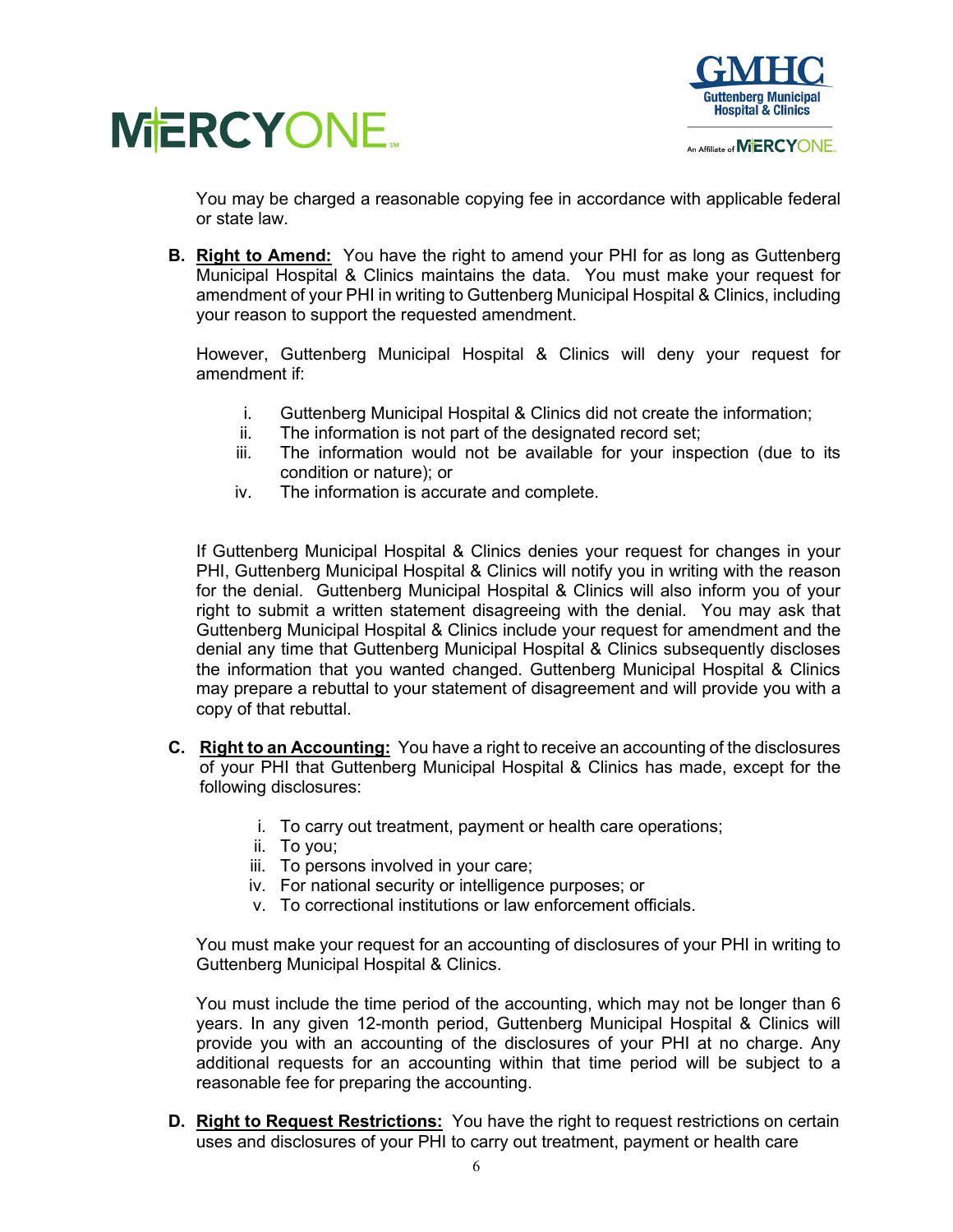You may be charged a reasonable copying fee in accordance with applicable federal or state law.

**B. Right to Amend:** You have the right to amend your PHI for as long as Guttenberg Municipal Hospital & Clinics maintains the data. You must make your request for amendment of your PHI in writing to Guttenberg Municipal Hospital & Clinics, including your reason to support the requested amendment.

However, Guttenberg Municipal Hospital & Clinics will deny your request for amendment if:

i. Guttenberg Municipal Hospital & Clinics did not create the information;
ii. The information is not part of the designated record set;
iii. The information would not be available for your inspection (due to its condition or nature); or
iv. The information is accurate and complete.

If Guttenberg Municipal Hospital & Clinics denies your request for changes in your PHI, Guttenberg Municipal Hospital & Clinics will notify you in writing with the reason for the denial. Guttenberg Municipal Hospital & Clinics will also inform you of your right to submit a written statement disagreeing with the denial. You may ask that Guttenberg Municipal Hospital & Clinics include your request for amendment and the denial any time that Guttenberg Municipal Hospital & Clinics subsequently discloses the information that you wanted changed. Guttenberg Municipal Hospital & Clinics may prepare a rebuttal to your statement of disagreement and will provide you with a copy of that rebuttal.

**C. Right to an Accounting:** You have a right to receive an accounting of the disclosures of your PHI that Guttenberg Municipal Hospital & Clinics has made, except for the following disclosures:

i. To carry out treatment, payment or health care operations;
ii. To you;
iii. To persons involved in your care;
iv. For national security or intelligence purposes; or
v. To correctional institutions or law enforcement officials.

You must make your request for an accounting of disclosures of your PHI in writing to Guttenberg Municipal Hospital & Clinics.

You must include the time period of the accounting, which may not be longer than 6 years. In any given 12-month period, Guttenberg Municipal Hospital & Clinics will provide you with an accounting of the disclosures of your PHI at no charge. Any additional requests for an accounting within that time period will be subject to a reasonable fee for preparing the accounting.

**D. Right to Request Restrictions:** You have the right to request restrictions on certain uses and disclosures of your PHI to carry out treatment, payment or health care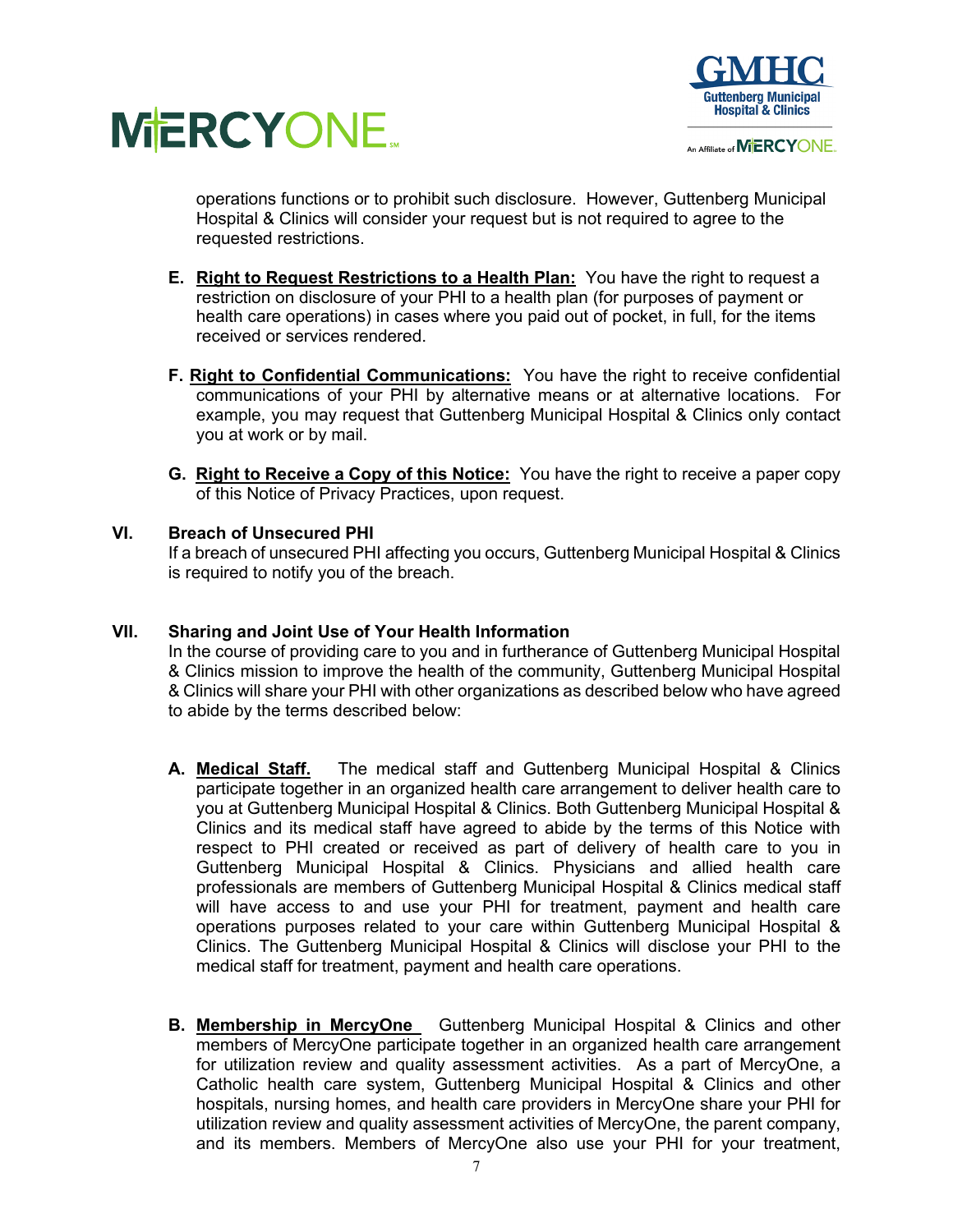operations functions or to prohibit such disclosure. However, Guttenberg Municipal Hospital & Clinics will consider your request but is not required to agree to the requested restrictions.

**E.** **Right to Request Restrictions to a Health Plan:** You have the right to request a restriction on disclosure of your PHI to a health plan (for purposes of payment or health care operations) in cases where you paid out of pocket, in full, for the items received or services rendered.

**F.** **Right to Confidential Communications:** You have the right to receive confidential communications of your PHI by alternative means or at alternative locations. For example, you may request that Guttenberg Municipal Hospital & Clinics only contact you at work or by mail.

**G.** **Right to Receive a Copy of this Notice:** You have the right to receive a paper copy of this Notice of Privacy Practices, upon request.

## VI. Breach of Unsecured PHI

If a breach of unsecured PHI affecting you occurs, Guttenberg Municipal Hospital & Clinics is required to notify you of the breach.

## VII. Sharing and Joint Use of Your Health Information

In the course of providing care to you and in furtherance of Guttenberg Municipal Hospital & Clinics mission to improve the health of the community, Guttenberg Municipal Hospital & Clinics will share your PHI with other organizations as described below who have agreed to abide by the terms described below:

**A.** **Medical Staff.** The medical staff and Guttenberg Municipal Hospital & Clinics participate together in an organized health care arrangement to deliver health care to you at Guttenberg Municipal Hospital & Clinics. Both Guttenberg Municipal Hospital & Clinics and its medical staff have agreed to abide by the terms of this Notice with respect to PHI created or received as part of delivery of health care to you in Guttenberg Municipal Hospital & Clinics. Physicians and allied health care professionals are members of Guttenberg Municipal Hospital & Clinics medical staff will have access to and use your PHI for treatment, payment and health care operations purposes related to your care within Guttenberg Municipal Hospital & Clinics. The Guttenberg Municipal Hospital & Clinics will disclose your PHI to the medical staff for treatment, payment and health care operations.

**B.** **Membership in MercyOne** Guttenberg Municipal Hospital & Clinics and other members of MercyOne participate together in an organized health care arrangement for utilization review and quality assessment activities. As a part of MercyOne, a Catholic health care system, Guttenberg Municipal Hospital & Clinics and other hospitals, nursing homes, and health care providers in MercyOne share your PHI for utilization review and quality assessment activities of MercyOne, the parent company, and its members. Members of MercyOne also use your PHI for your treatment,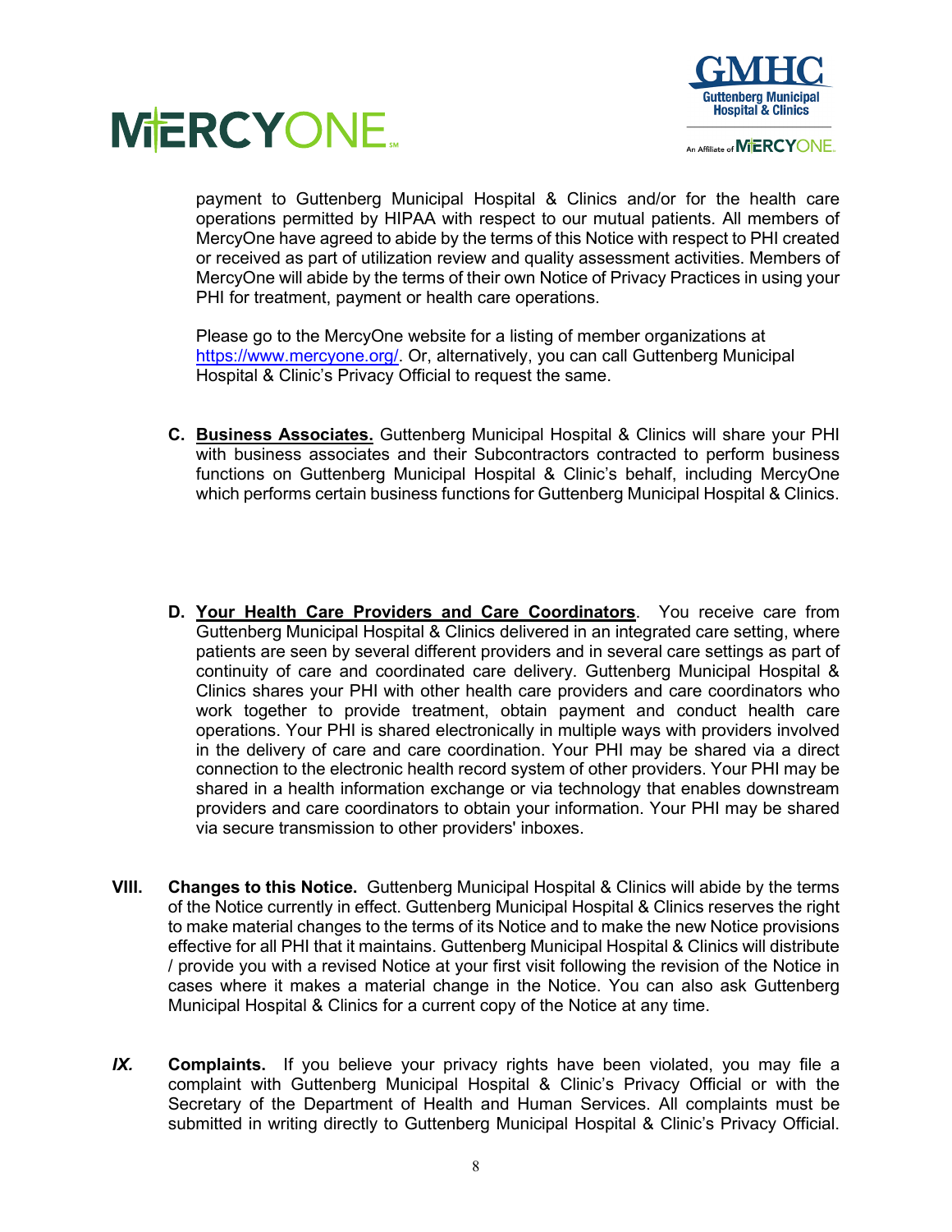payment to Guttenberg Municipal Hospital & Clinics and/or for the health care operations permitted by HIPAA with respect to our mutual patients. All members of MercyOne have agreed to abide by the terms of this Notice with respect to PHI created or received as part of utilization review and quality assessment activities. Members of MercyOne will abide by the terms of their own Notice of Privacy Practices in using your PHI for treatment, payment or health care operations.

Please go to the MercyOne website for a listing of member organizations at https://www.mercyone.org/. Or, alternatively, you can call Guttenberg Municipal Hospital & Clinic's Privacy Official to request the same.

**C. Business Associates.** Guttenberg Municipal Hospital & Clinics will share your PHI with business associates and their Subcontractors contracted to perform business functions on Guttenberg Municipal Hospital & Clinic's behalf, including MercyOne which performs certain business functions for Guttenberg Municipal Hospital & Clinics.

**D. Your Health Care Providers and Care Coordinators**. You receive care from Guttenberg Municipal Hospital & Clinics delivered in an integrated care setting, where patients are seen by several different providers and in several care settings as part of continuity of care and coordinated care delivery. Guttenberg Municipal Hospital & Clinics shares your PHI with other health care providers and care coordinators who work together to provide treatment, obtain payment and conduct health care operations. Your PHI is shared electronically in multiple ways with providers involved in the delivery of care and care coordination. Your PHI may be shared via a direct connection to the electronic health record system of other providers. Your PHI may be shared in a health information exchange or via technology that enables downstream providers and care coordinators to obtain your information. Your PHI may be shared via secure transmission to other providers' inboxes.

**VIII. Changes to this Notice.** Guttenberg Municipal Hospital & Clinics will abide by the terms of the Notice currently in effect. Guttenberg Municipal Hospital & Clinics reserves the right to make material changes to the terms of its Notice and to make the new Notice provisions effective for all PHI that it maintains. Guttenberg Municipal Hospital & Clinics will distribute / provide you with a revised Notice at your first visit following the revision of the Notice in cases where it makes a material change in the Notice. You can also ask Guttenberg Municipal Hospital & Clinics for a current copy of the Notice at any time.

***IX.*** **Complaints.** If you believe your privacy rights have been violated, you may file a complaint with Guttenberg Municipal Hospital & Clinic's Privacy Official or with the Secretary of the Department of Health and Human Services. All complaints must be submitted in writing directly to Guttenberg Municipal Hospital & Clinic's Privacy Official.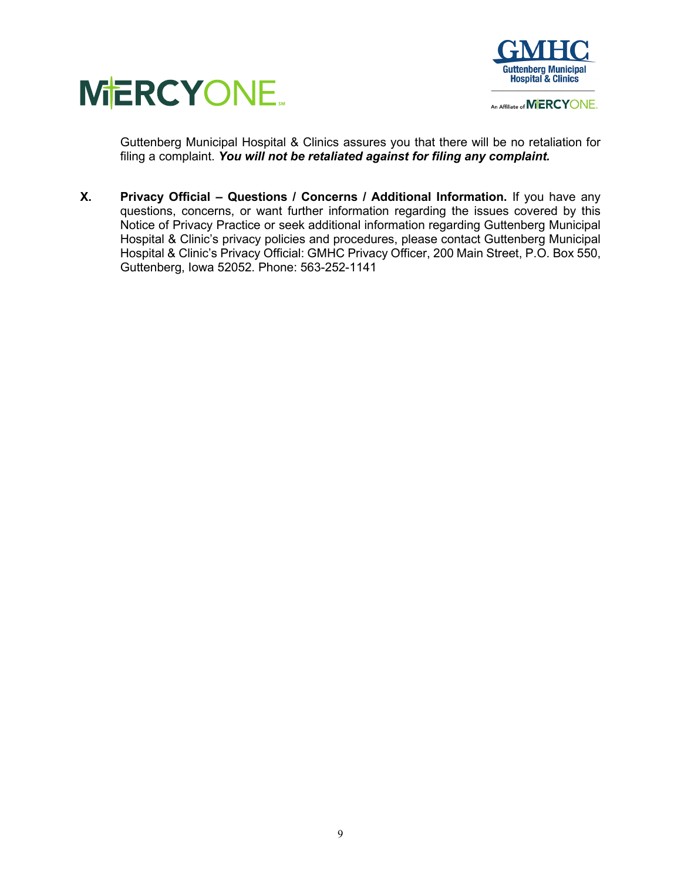Guttenberg Municipal Hospital & Clinics assures you that there will be no retaliation for filing a complaint. ***You will not be retaliated against for filing any complaint.***

**X. Privacy Official – Questions / Concerns / Additional Information.** If you have any questions, concerns, or want further information regarding the issues covered by this Notice of Privacy Practice or seek additional information regarding Guttenberg Municipal Hospital & Clinic's privacy policies and procedures, please contact Guttenberg Municipal Hospital & Clinic's Privacy Official: GMHC Privacy Officer, 200 Main Street, P.O. Box 550, Guttenberg, Iowa 52052. Phone: 563-252-1141